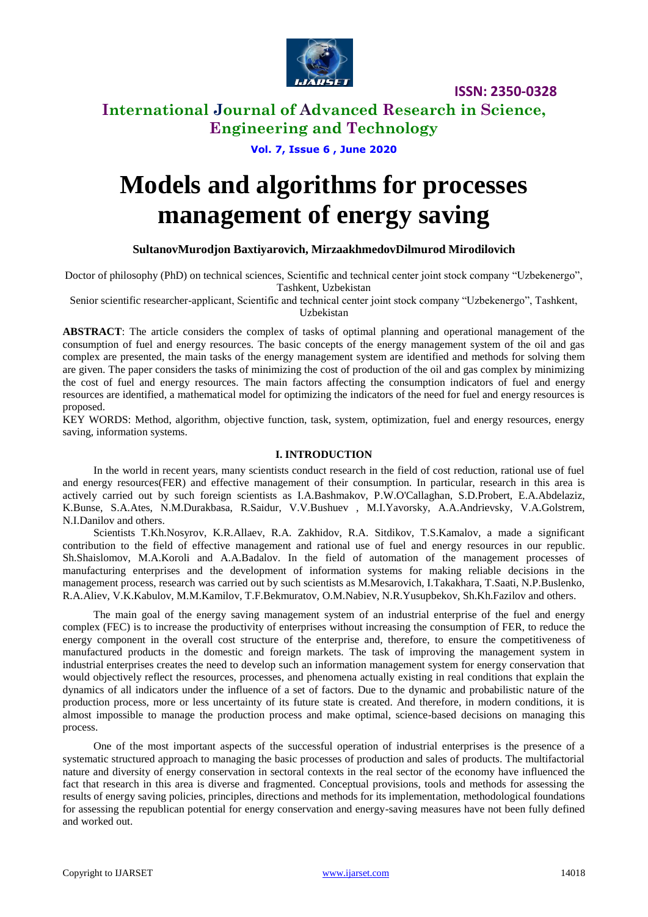# Models and algorithms for processes management of energy saving

**SultanovMurodjon Baxtiyarovich, MirzaakhmedovDilmurod Mirodilovich**

Doctor of philosophy (PhD) on technical sciences, Scientific and technical center joint stock company "Uzbekenergo", Tashkent, Uzbekistan

Senior scientific researcher-applicant, Scientific and technical center joint stock company "Uzbekenergo", Tashkent, Uzbekistan

**ABSTRACT**: The article considers the complex of tasks of optimal planning and operational management of the consumption of fuel and energy resources. The basic concepts of the energy management system of the oil and gas complex are presented, the main tasks of the energy management system are identified and methods for solving them are given. The paper considers the tasks of minimizing the cost of production of the oil and gas complex by minimizing the cost of fuel and energy resources. The main factors affecting the consumption indicators of fuel and energy resources are identified, a mathematical model for optimizing the indicators of the need for fuel and energy resources is proposed.

KEY WORDS: Method, algorithm, objective function, task, system, optimization, fuel and energy resources, energy saving, information systems.

## I. INTRODUCTION

In the world in recent years, many scientists conduct research in the field of cost reduction, rational use of fuel and energy resources(FER) and effective management of their consumption. In particular, research in this area is actively carried out by such foreign scientists as I.A.Bashmakov, P.W.O'Callaghan, S.D.Probert, E.A.Abdelaziz, K.Bunse, S.A.Ates, N.M.Durakbasa, R.Saidur, V.V.Bushuev , M.I.Yavorsky, A.A.Andrievsky, V.A.Golstrem, N.I.Danilov and others.

Scientists T.Kh.Nosyrov, K.R.Allaev, R.A. Zakhidov, R.A. Sitdikov, T.S.Kamalov, a made a significant contribution to the field of effective management and rational use of fuel and energy resources in our republic. Sh.Shaislomov, M.A.Koroli and A.A.Badalov. In the field of automation of the management processes of manufacturing enterprises and the development of information systems for making reliable decisions in the management process, research was carried out by such scientists as M.Mesarovich, I.Takakhara, T.Saati, N.P.Buslenko, R.A.Aliev, V.K.Kabulov, M.M.Kamilov, T.F.Bekmuratov, O.M.Nabiev, N.R.Yusupbekov, Sh.Kh.Fazilov and others.

The main goal of the energy saving management system of an industrial enterprise of the fuel and energy complex (FEC) is to increase the productivity of enterprises without increasing the consumption of FER, to reduce the energy component in the overall cost structure of the enterprise and, therefore, to ensure the competitiveness of manufactured products in the domestic and foreign markets. The task of improving the management system in industrial enterprises creates the need to develop such an information management system for energy conservation that would objectively reflect the resources, processes, and phenomena actually existing in real conditions that explain the dynamics of all indicators under the influence of a set of factors. Due to the dynamic and probabilistic nature of the production process, more or less uncertainty of its future state is created. And therefore, in modern conditions, it is almost impossible to manage the production process and make optimal, science-based decisions on managing this process.

One of the most important aspects of the successful operation of industrial enterprises is the presence of a systematic structured approach to managing the basic processes of production and sales of products. The multifactorial nature and diversity of energy conservation in sectoral contexts in the real sector of the economy have influenced the fact that research in this area is diverse and fragmented. Conceptual provisions, tools and methods for assessing the results of energy saving policies, principles, directions and methods for its implementation, methodological foundations for assessing the republican potential for energy conservation and energy-saving measures have not been fully defined and worked out.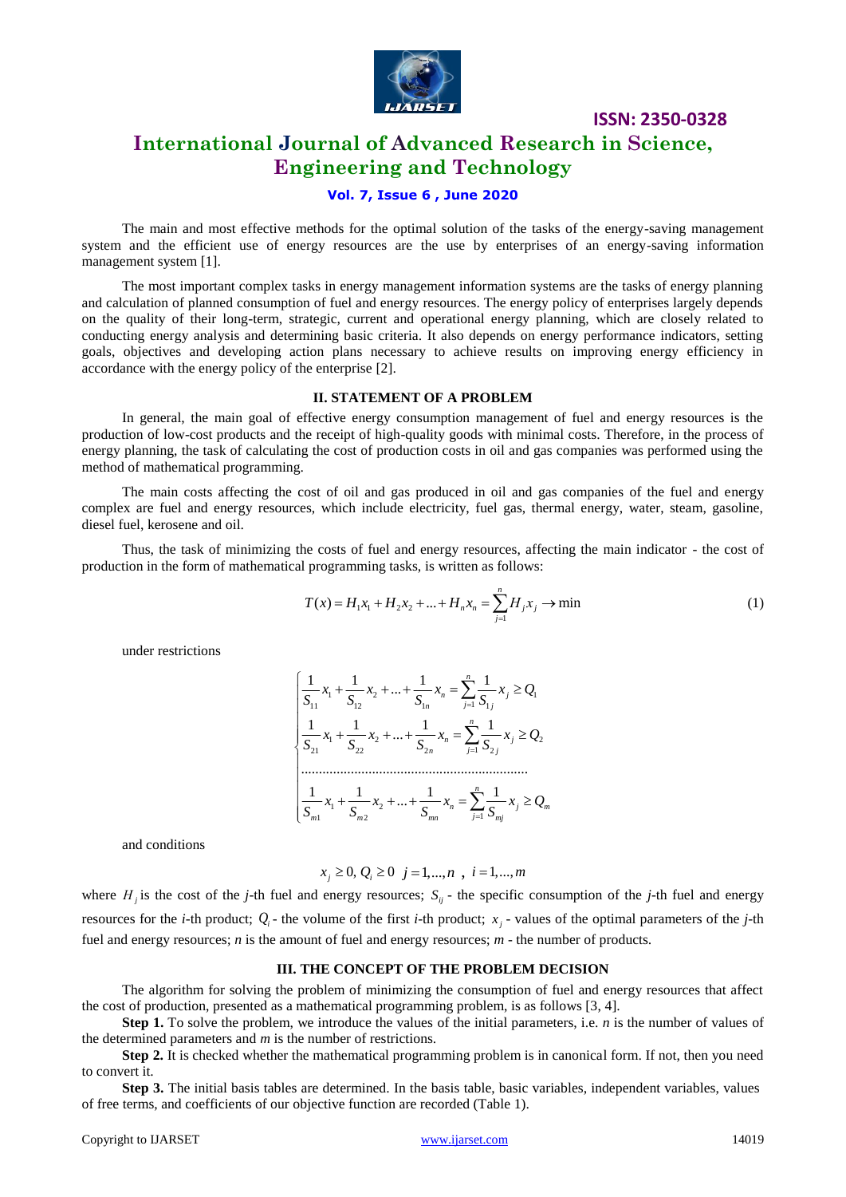The main and most effective methods for the optimal solution of the tasks of the energy-saving management system and the efficient use of energy resources are the use by enterprises of an energy-saving information management system [1].

The most important complex tasks in energy management information systems are the tasks of energy planning and calculation of planned consumption of fuel and energy resources. The energy policy of enterprises largely depends on the quality of their long-term, strategic, current and operational energy planning, which are closely related to conducting energy analysis and determining basic criteria. It also depends on energy performance indicators, setting goals, objectives and developing action plans necessary to achieve results on improving energy efficiency in accordance with the energy policy of the enterprise [2].

## II. STATEMENT OF A PROBLEM

In general, the main goal of effective energy consumption management of fuel and energy resources is the production of low-cost products and the receipt of high-quality goods with minimal costs. Therefore, in the process of energy planning, the task of calculating the cost of production costs in oil and gas companies was performed using the method of mathematical programming.

The main costs affecting the cost of oil and gas produced in oil and gas companies of the fuel and energy complex are fuel and energy resources, which include electricity, fuel gas, thermal energy, water, steam, gasoline, diesel fuel, kerosene and oil.

Thus, the task of minimizing the costs of fuel and energy resources, affecting the main indicator - the cost of production in the form of mathematical programming tasks, is written as follows:

$$T(x) = H_1 x_1 + H_2 x_2 + \ldots + H_n x_n = \sum_{j=1}^{n} H_j x_j \to \min \qquad (1)$$

under restrictions

$$\begin{cases} \dfrac{1}{S_{11}} x_1 + \dfrac{1}{S_{12}} x_2 + \ldots + \dfrac{1}{S_{1n}} x_n = \sum\limits_{j=1}^{n} \dfrac{1}{S_{1j}} x_j \geq Q_1 \\ \dfrac{1}{S_{21}} x_1 + \dfrac{1}{S_{22}} x_2 + \ldots + \dfrac{1}{S_{2n}} x_n = \sum\limits_{j=1}^{n} \dfrac{1}{S_{2j}} x_j \geq Q_2 \\ \ldots\ldots\ldots\ldots\ldots\ldots\ldots\ldots\ldots\ldots\ldots\ldots\ldots\ldots \\ \dfrac{1}{S_{m1}} x_1 + \dfrac{1}{S_{m2}} x_2 + \ldots + \dfrac{1}{S_{mn}} x_n = \sum\limits_{j=1}^{n} \dfrac{1}{S_{mj}} x_j \geq Q_m \end{cases}$$

and conditions

$$x_j \geq 0,\ Q_i \geq 0 \ \ j = 1, \ldots, n \ ,\ i = 1, \ldots, m$$

where $H_j$ is the cost of the *j*-th fuel and energy resources; $S_{ij}$ - the specific consumption of the *j*-th fuel and energy resources for the *i*-th product; $Q_i$ - the volume of the first *i*-th product; $x_j$ - values of the optimal parameters of the *j*-th fuel and energy resources; *n* is the amount of fuel and energy resources; *m* - the number of products.

## III. THE CONCEPT OF THE PROBLEM DECISION

The algorithm for solving the problem of minimizing the consumption of fuel and energy resources that affect the cost of production, presented as a mathematical programming problem, is as follows [3, 4].

**Step 1.** To solve the problem, we introduce the values of the initial parameters, i.e. *n* is the number of values of the determined parameters and *m* is the number of restrictions.

**Step 2.** It is checked whether the mathematical programming problem is in canonical form. If not, then you need to convert it.

**Step 3.** The initial basis tables are determined. In the basis table, basic variables, independent variables, values of free terms, and coefficients of our objective function are recorded (Table 1).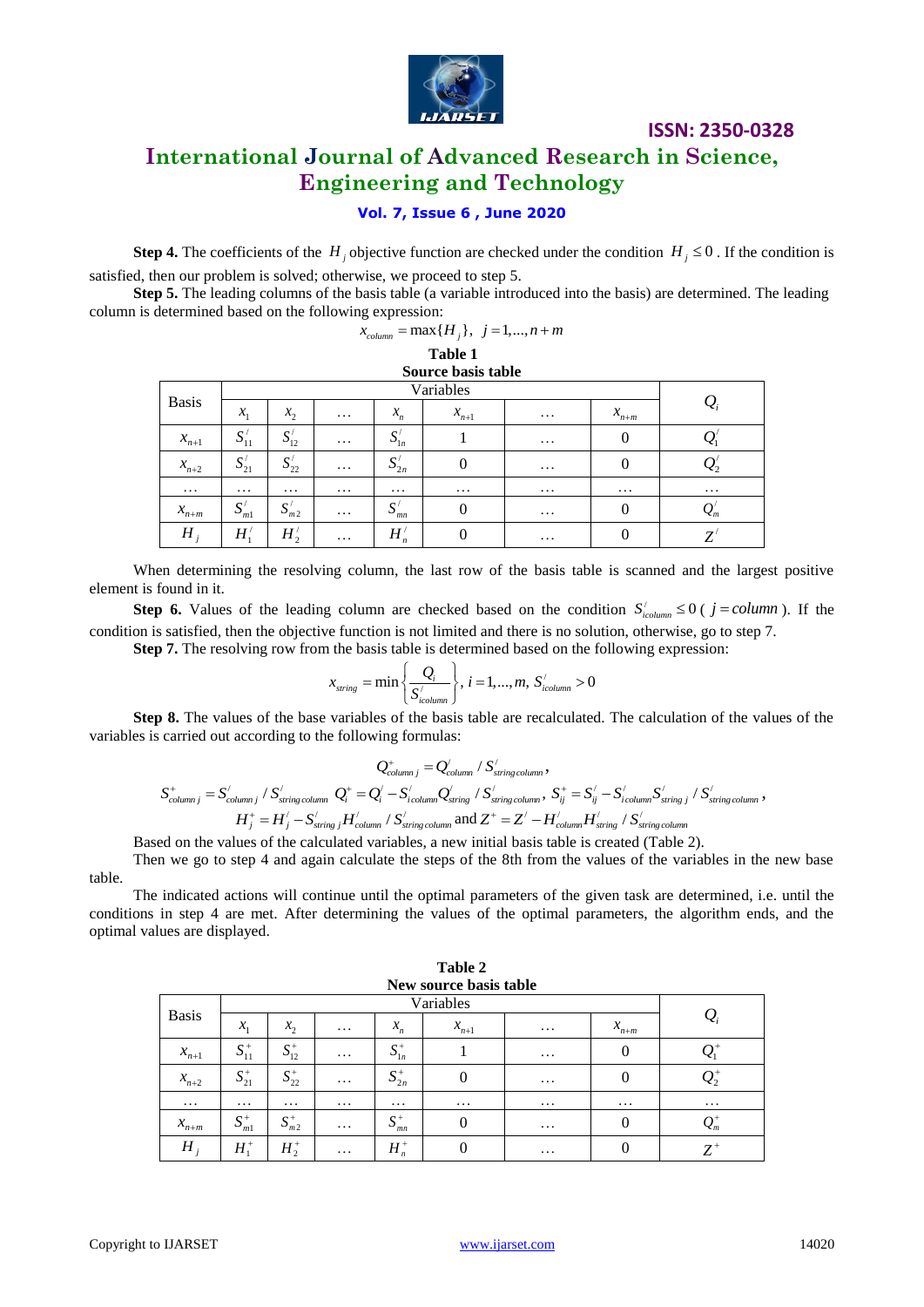**Step 4.** The coefficients of the $H_j$ objective function are checked under the condition $H_j \leq 0$. If the condition is satisfied, then our problem is solved; otherwise, we proceed to step 5.

**Step 5.** The leading columns of the basis table (a variable introduced into the basis) are determined. The leading column is determined based on the following expression:

$$x_{column} = \max\{H_j\}, \;\; j = 1,...,n+m$$

**Table 1**
**Source basis table**

| Basis | Variables | | | | | | | $Q_i$ |
|---|---|---|---|---|---|---|---|---|
| | $x_1$ | $x_2$ | $\dots$ | $x_n$ | $x_{n+1}$ | $\dots$ | $x_{n+m}$ | |
| $x_{n+1}$ | $S_{11}^{/}$ | $S_{12}^{/}$ | $\dots$ | $S_{1n}^{/}$ | 1 | $\dots$ | 0 | $Q_1^{/}$ |
| $x_{n+2}$ | $S_{21}^{/}$ | $S_{22}^{/}$ | $\dots$ | $S_{2n}^{/}$ | 0 | $\dots$ | 0 | $Q_2^{/}$ |
| $\dots$ | $\dots$ | $\dots$ | $\dots$ | $\dots$ | $\dots$ | $\dots$ | $\dots$ | $\dots$ |
| $x_{n+m}$ | $S_{m1}^{/}$ | $S_{m2}^{/}$ | $\dots$ | $S_{mn}^{/}$ | 0 | $\dots$ | 0 | $Q_m^{/}$ |
| $H_j$ | $H_1^{/}$ | $H_2^{/}$ | $\dots$ | $H_n^{/}$ | 0 | $\dots$ | 0 | $Z^{/}$ |

When determining the resolving column, the last row of the basis table is scanned and the largest positive element is found in it.

**Step 6.** Values of the leading column are checked based on the condition $S_{icolumn}^{/} \leq 0$ ( $j = column$ ). If the condition is satisfied, then the objective function is not limited and there is no solution, otherwise, go to step 7.

**Step 7.** The resolving row from the basis table is determined based on the following expression:

$$x_{string} = \min\left\{\frac{Q_i}{S_{icolumn}^{/}}\right\}, \; i = 1,...,m, \; S_{icolumn}^{/} > 0$$

**Step 8.** The values of the base variables of the basis table are recalculated. The calculation of the values of the variables is carried out according to the following formulas:

$$Q_{column\,j}^{+} = Q_{column}^{/} / S_{string\,column}^{/},$$

$$S_{column\,j}^{+} = S_{column\,j}^{/} / S_{string\,column}^{/} \;\; Q_i^{+} = Q_i^{/} - S_{i\,column}^{/} Q_{string}^{/} / S_{string\,column}^{/}, \;\; S_{ij}^{+} = S_{ij}^{/} - S_{icolumn}^{/} S_{string\,j}^{/} / S_{string\,column}^{/},$$

$$H_j^{+} = H_j^{/} - S_{string\,j}^{/} H_{column}^{/} / S_{string\,column}^{/} \text{ and } Z^{+} = Z^{/} - H_{column}^{/} H_{string}^{/} / S_{string\,column}^{/}$$

Based on the values of the calculated variables, a new initial basis table is created (Table 2).

Then we go to step 4 and again calculate the steps of the 8th from the values of the variables in the new base table.

The indicated actions will continue until the optimal parameters of the given task are determined, i.e. until the conditions in step 4 are met. After determining the values of the optimal parameters, the algorithm ends, and the optimal values are displayed.

**Table 2**
**New source basis table**

| Basis | Variables | | | | | | | $Q_i$ |
|---|---|---|---|---|---|---|---|---|
| | $x_1$ | $x_2$ | $\dots$ | $x_n$ | $x_{n+1}$ | $\dots$ | $x_{n+m}$ | |
| $x_{n+1}$ | $S_{11}^{+}$ | $S_{12}^{+}$ | $\dots$ | $S_{1n}^{+}$ | 1 | $\dots$ | 0 | $Q_1^{+}$ |
| $x_{n+2}$ | $S_{21}^{+}$ | $S_{22}^{+}$ | $\dots$ | $S_{2n}^{+}$ | 0 | $\dots$ | 0 | $Q_2^{+}$ |
| $\dots$ | $\dots$ | $\dots$ | $\dots$ | $\dots$ | $\dots$ | $\dots$ | $\dots$ | $\dots$ |
| $x_{n+m}$ | $S_{m1}^{+}$ | $S_{m2}^{+}$ | $\dots$ | $S_{mn}^{+}$ | 0 | $\dots$ | 0 | $Q_m^{+}$ |
| $H_j$ | $H_1^{+}$ | $H_2^{+}$ | $\dots$ | $H_n^{+}$ | 0 | $\dots$ | 0 | $Z^{+}$ |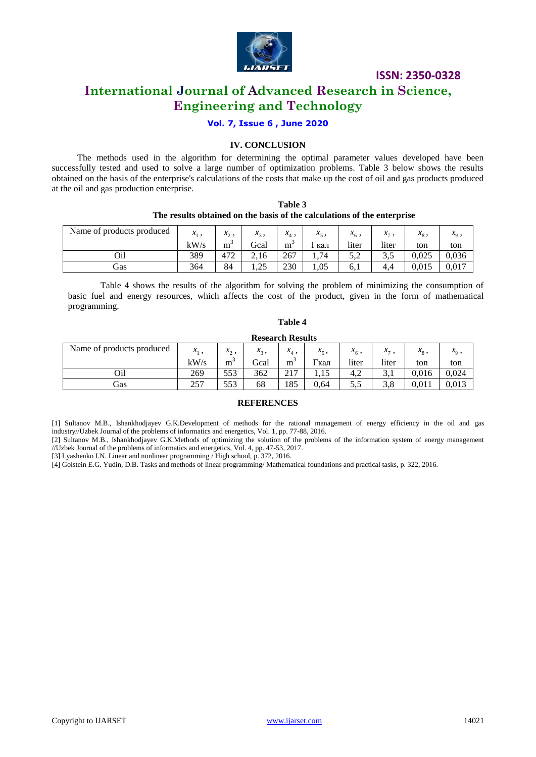## IV. CONCLUSION

The methods used in the algorithm for determining the optimal parameter values developed have been successfully tested and used to solve a large number of optimization problems. Table 3 below shows the results obtained on the basis of the enterprise's calculations of the costs that make up the cost of oil and gas products produced at the oil and gas production enterprise.

**Table 3**
**The results obtained on the basis of the calculations of the enterprise**

| Name of products produced | $x_1$, kW/s | $x_2$, $m^3$ | $x_3$, Gcal | $x_4$, $m^3$ | $x_5$, Гкал | $x_6$, liter | $x_7$, liter | $x_8$, ton | $x_9$, ton |
|---|---|---|---|---|---|---|---|---|---|
| Oil | 389 | 472 | 2,16 | 267 | 1,74 | 5,2 | 3,5 | 0,025 | 0,036 |
| Gas | 364 | 84 | 1,25 | 230 | 1,05 | 6,1 | 4,4 | 0,015 | 0,017 |

Table 4 shows the results of the algorithm for solving the problem of minimizing the consumption of basic fuel and energy resources, which affects the cost of the product, given in the form of mathematical programming.

**Table 4**
**Research Results**

| Name of products produced | $x_1$, kW/s | $x_2$, $m^3$ | $x_3$, Gcal | $x_4$, $m^3$ | $x_5$, Гкал | $x_6$, liter | $x_7$, liter | $x_8$, ton | $x_9$, ton |
|---|---|---|---|---|---|---|---|---|---|
| Oil | 269 | 553 | 362 | 217 | 1,15 | 4,2 | 3,1 | 0,016 | 0,024 |
| Gas | 257 | 553 | 68 | 185 | 0,64 | 5,5 | 3,8 | 0,011 | 0,013 |

## REFERENCES

[1] Sultanov M.B., Ishankhodjayev G.K.Development of methods for the rational management of energy efficiency in the oil and gas industry//Uzbek Journal of the problems of informatics and energetics, Vol. 1, pp. 77-88, 2016.

[2] Sultanov M.B., Ishankhodjayev G.K.Methods of optimizing the solution of the problems of the information system of energy management //Uzbek Journal of the problems of informatics and energetics, Vol. 4, pp. 47-53, 2017.

[3] Lyashenko I.N. Linear and nonlinear programming / High school, p. 372, 2016.

[4] Golstein E.G. Yudin, D.B. Tasks and methods of linear programming/ Mathematical foundations and practical tasks, p. 322, 2016.